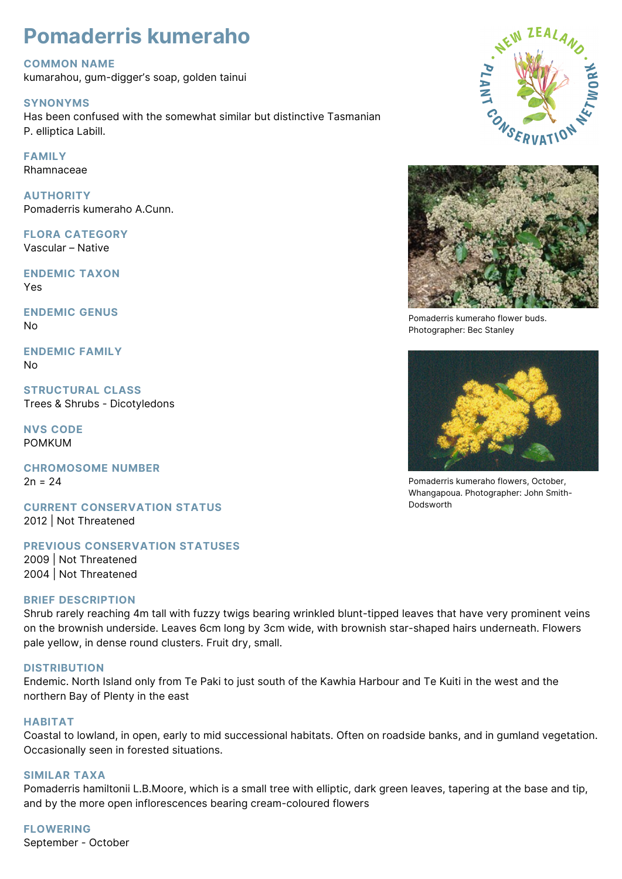# Pomaderris kumeraho

## COMMON NAME
kumarahou, gum-digger's soap, golden tainui

## SYNONYMS
Has been confused with the somewhat similar but distinctive Tasmanian P. elliptica Labill.

## FAMILY
Rhamnaceae

## AUTHORITY
Pomaderris kumeraho A.Cunn.

## FLORA CATEGORY
Vascular – Native

## ENDEMIC TAXON
Yes

## ENDEMIC GENUS
No

## ENDEMIC FAMILY
No

## STRUCTURAL CLASS
Trees & Shrubs - Dicotyledons

## NVS CODE
POMKUM

## CHROMOSOME NUMBER
2n = 24

## CURRENT CONSERVATION STATUS
2012 | Not Threatened

## PREVIOUS CONSERVATION STATUSES
2009 | Not Threatened
2004 | Not Threatened

## BRIEF DESCRIPTION
Shrub rarely reaching 4m tall with fuzzy twigs bearing wrinkled blunt-tipped leaves that have very prominent veins on the brownish underside. Leaves 6cm long by 3cm wide, with brownish star-shaped hairs underneath. Flowers pale yellow, in dense round clusters. Fruit dry, small.

## DISTRIBUTION
Endemic. North Island only from Te Paki to just south of the Kawhia Harbour and Te Kuiti in the west and the northern Bay of Plenty in the east

## HABITAT
Coastal to lowland, in open, early to mid successional habitats. Often on roadside banks, and in gumland vegetation. Occasionally seen in forested situations.

## SIMILAR TAXA
Pomaderris hamiltonii L.B.Moore, which is a small tree with elliptic, dark green leaves, tapering at the base and tip, and by the more open inflorescences bearing cream-coloured flowers

## FLOWERING
September - October

Pomaderris kumeraho flower buds. Photographer: Bec Stanley

Pomaderris kumeraho flowers, October, Whangapoua. Photographer: John Smith-Dodsworth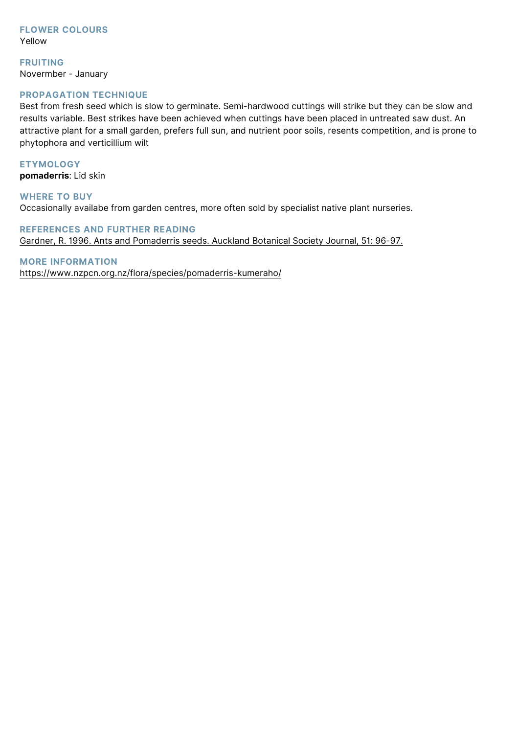## FLOWER COLOURS

Yellow

## FRUITING

Novermber - January

## PROPAGATION TECHNIQUE

Best from fresh seed which is slow to germinate. Semi-hardwood cuttings will strike but they can be slow and results variable. Best strikes have been achieved when cuttings have been placed in untreated saw dust. An attractive plant for a small garden, prefers full sun, and nutrient poor soils, resents competition, and is prone to phytophora and verticillium wilt

## ETYMOLOGY

**pomaderris**: Lid skin

## WHERE TO BUY

Occasionally availabe from garden centres, more often sold by specialist native plant nurseries.

## REFERENCES AND FURTHER READING

Gardner, R. 1996. Ants and Pomaderris seeds. Auckland Botanical Society Journal, 51: 96-97.

## MORE INFORMATION

https://www.nzpcn.org.nz/flora/species/pomaderris-kumeraho/